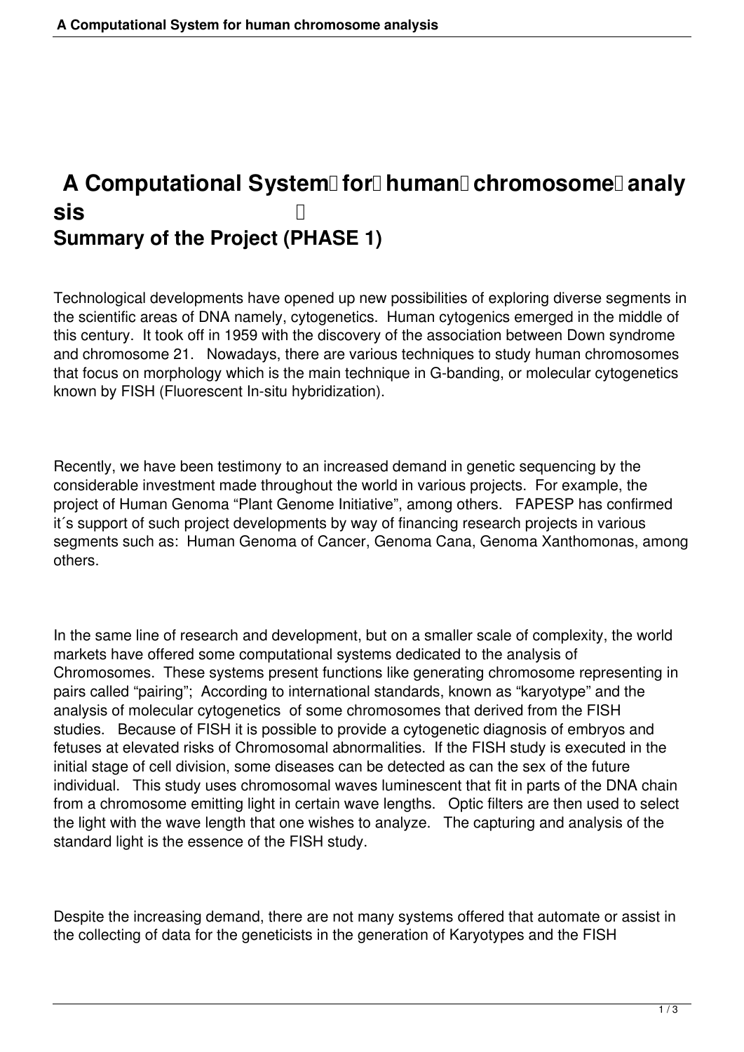# A Computational System for human chromosome analysis

## Summary of the Project (PHASE 1)

Technological developments have opened up new possibilities of exploring diverse segments in the scientific areas of DNA namely, cytogenetics. Human cytogenics emerged in the middle of this century. It took off in 1959 with the discovery of the association between Down syndrome and chromosome 21. Nowadays, there are various techniques to study human chromosomes that focus on morphology which is the main technique in G-banding, or molecular cytogenetics known by FISH (Fluorescent In-situ hybridization).

Recently, we have been testimony to an increased demand in genetic sequencing by the considerable investment made throughout the world in various projects. For example, the project of Human Genoma “Plant Genome Initiative”, among others. FAPESP has confirmed it´s support of such project developments by way of financing research projects in various segments such as: Human Genoma of Cancer, Genoma Cana, Genoma Xanthomonas, among others.

In the same line of research and development, but on a smaller scale of complexity, the world markets have offered some computational systems dedicated to the analysis of Chromosomes. These systems present functions like generating chromosome representing in pairs called “pairing”; According to international standards, known as “karyotype” and the analysis of molecular cytogenetics of some chromosomes that derived from the FISH studies. Because of FISH it is possible to provide a cytogenetic diagnosis of embryos and fetuses at elevated risks of Chromosomal abnormalities. If the FISH study is executed in the initial stage of cell division, some diseases can be detected as can the sex of the future individual. This study uses chromosomal waves luminescent that fit in parts of the DNA chain from a chromosome emitting light in certain wave lengths. Optic filters are then used to select the light with the wave length that one wishes to analyze. The capturing and analysis of the standard light is the essence of the FISH study.

Despite the increasing demand, there are not many systems offered that automate or assist in the collecting of data for the geneticists in the generation of Karyotypes and the FISH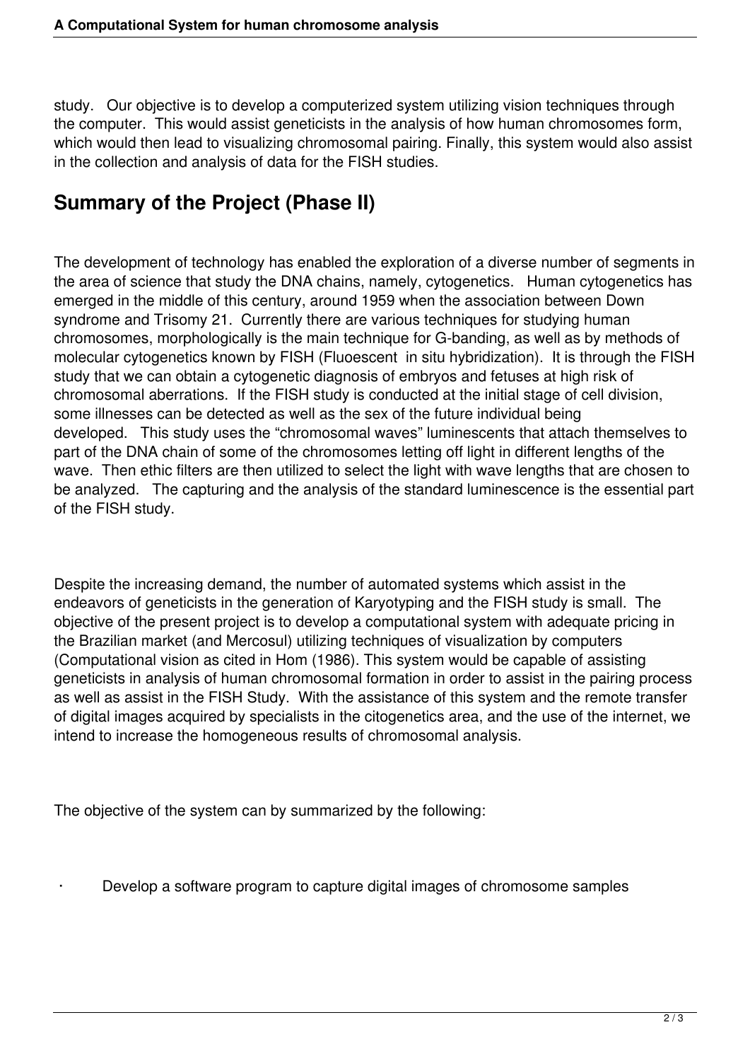study. Our objective is to develop a computerized system utilizing vision techniques through the computer. This would assist geneticists in the analysis of how human chromosomes form, which would then lead to visualizing chromosomal pairing. Finally, this system would also assist in the collection and analysis of data for the FISH studies.

## Summary of the Project (Phase II)

The development of technology has enabled the exploration of a diverse number of segments in the area of science that study the DNA chains, namely, cytogenetics. Human cytogenetics has emerged in the middle of this century, around 1959 when the association between Down syndrome and Trisomy 21. Currently there are various techniques for studying human chromosomes, morphologically is the main technique for G-banding, as well as by methods of molecular cytogenetics known by FISH (Fluoescent in situ hybridization). It is through the FISH study that we can obtain a cytogenetic diagnosis of embryos and fetuses at high risk of chromosomal aberrations. If the FISH study is conducted at the initial stage of cell division, some illnesses can be detected as well as the sex of the future individual being developed. This study uses the "chromosomal waves" luminescents that attach themselves to part of the DNA chain of some of the chromosomes letting off light in different lengths of the wave. Then ethic filters are then utilized to select the light with wave lengths that are chosen to be analyzed. The capturing and the analysis of the standard luminescence is the essential part of the FISH study.

Despite the increasing demand, the number of automated systems which assist in the endeavors of geneticists in the generation of Karyotyping and the FISH study is small. The objective of the present project is to develop a computational system with adequate pricing in the Brazilian market (and Mercosul) utilizing techniques of visualization by computers (Computational vision as cited in Hom (1986). This system would be capable of assisting geneticists in analysis of human chromosomal formation in order to assist in the pairing process as well as assist in the FISH Study. With the assistance of this system and the remote transfer of digital images acquired by specialists in the citogenetics area, and the use of the internet, we intend to increase the homogeneous results of chromosomal analysis.

The objective of the system can by summarized by the following:

- Develop a software program to capture digital images of chromosome samples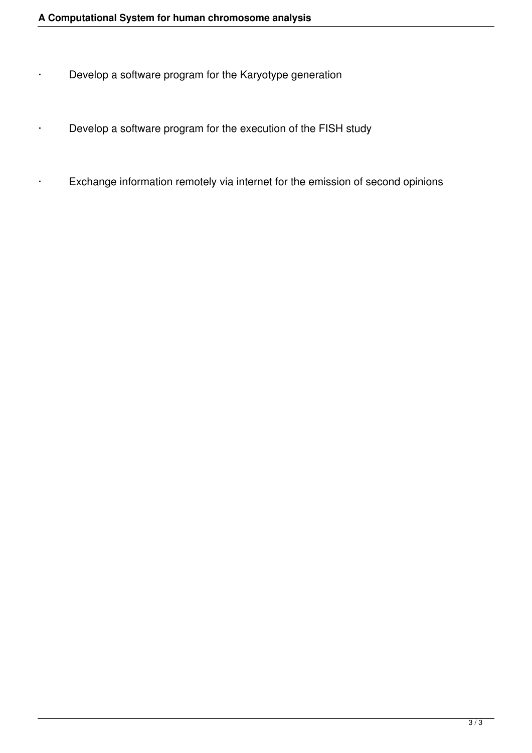- Develop a software program for the Karyotype generation
- Develop a software program for the execution of the FISH study
- Exchange information remotely via internet for the emission of second opinions